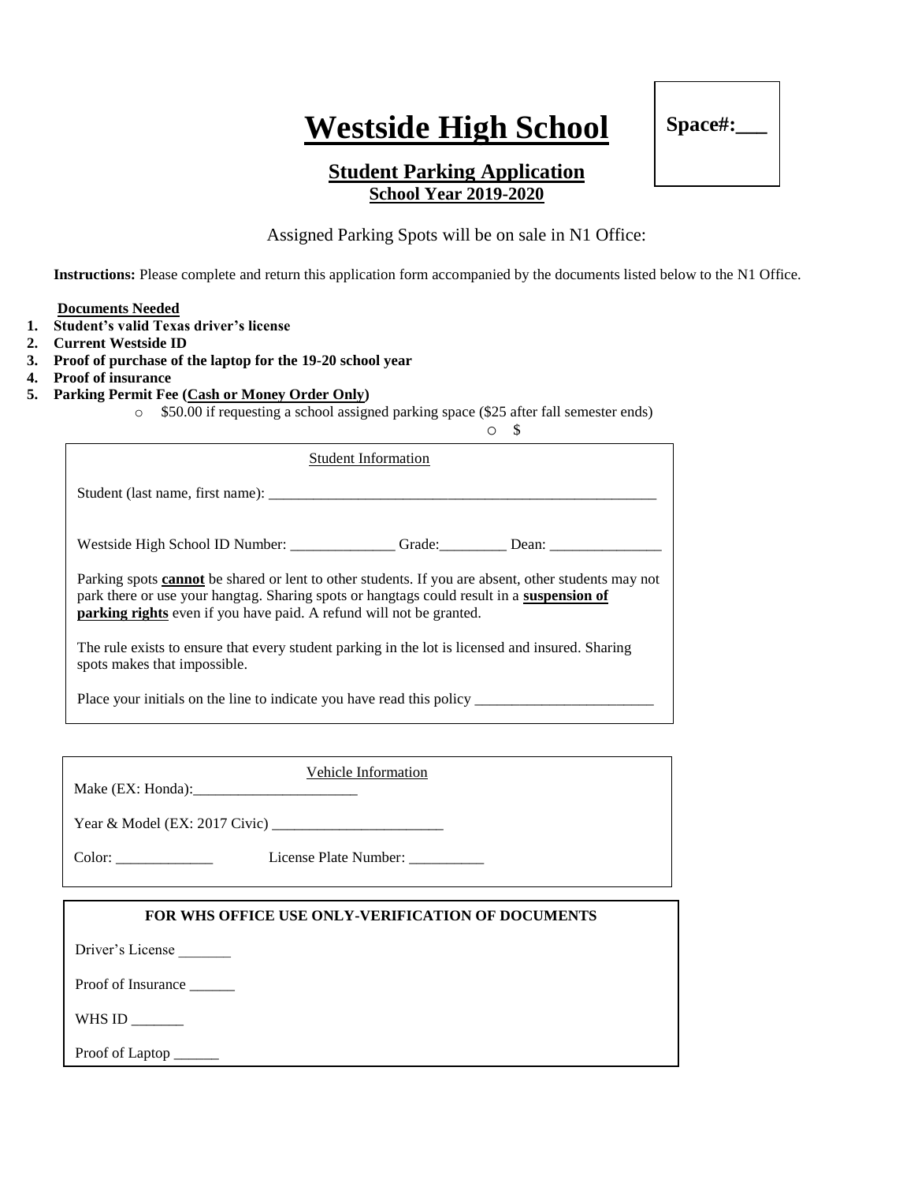# Westside High School

**Space#:___**

## Student Parking Application

**School Year 2019-2020**

Assigned Parking Spots will be on sale in N1 Office:

**Instructions:** Please complete and return this application form accompanied by the documents listed below to the N1 Office.

**Documents Needed**

1. **Student's valid Texas driver's license**
2. **Current Westside ID**
3. **Proof of purchase of the laptop for the 19-20 school year**
4. **Proof of insurance**
5. **Parking Permit Fee (Cash or Money Order Only)**
   - $50.00 if requesting a school assigned parking space ($25 after fall semester ends)
   - $

---

Student Information

Student (last name, first name): ____________________________________________________

Westside High School ID Number: ______________ Grade:_________ Dean: _______________

Parking spots **cannot** be shared or lent to other students. If you are absent, other students may not park there or use your hangtag. Sharing spots or hangtags could result in a **suspension of parking rights** even if you have paid. A refund will not be granted.

The rule exists to ensure that every student parking in the lot is licensed and insured. Sharing spots makes that impossible.

Place your initials on the line to indicate you have read this policy ________________________

---

Vehicle Information

Make (EX: Honda):______________________

Year & Model (EX: 2017 Civic) _______________________

Color: _____________ License Plate Number: __________

---

**FOR WHS OFFICE USE ONLY-VERIFICATION OF DOCUMENTS**

Driver's License _______

Proof of Insurance ______

WHS ID _______

Proof of Laptop ______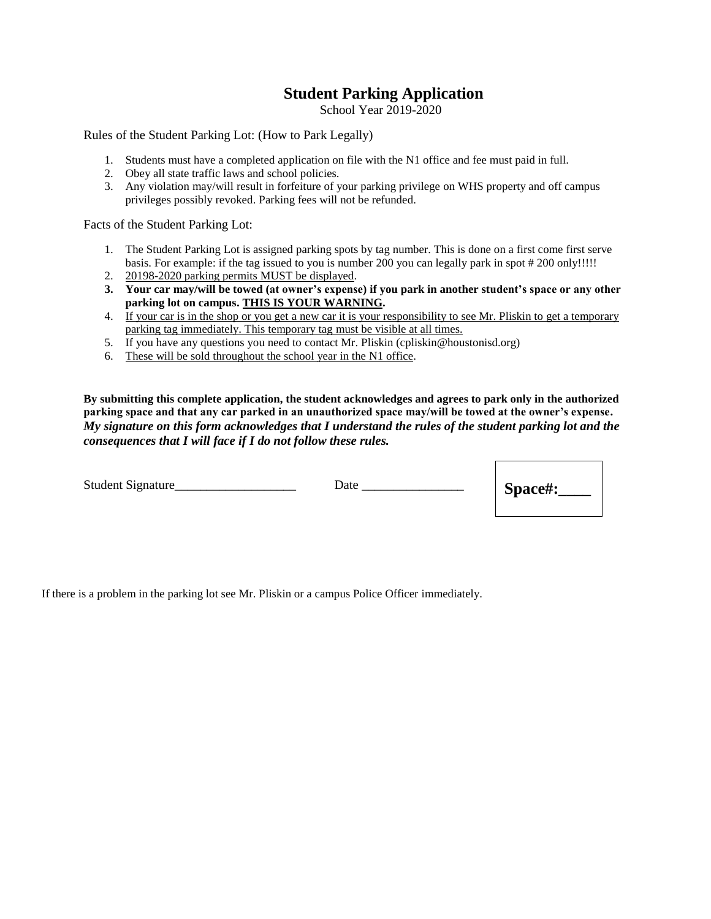# Student Parking Application

School Year 2019-2020

Rules of the Student Parking Lot: (How to Park Legally)

1. Students must have a completed application on file with the N1 office and fee must paid in full.
2. Obey all state traffic laws and school policies.
3. Any violation may/will result in forfeiture of your parking privilege on WHS property and off campus privileges possibly revoked. Parking fees will not be refunded.

Facts of the Student Parking Lot:

1. The Student Parking Lot is assigned parking spots by tag number. This is done on a first come first serve basis. For example: if the tag issued to you is number 200 you can legally park in spot # 200 only!!!!!
2. <u>20198-2020 parking permits MUST be displayed</u>.
3. **Your car may/will be towed (at owner's expense) if you park in another student's space or any other parking lot on campus. <u>THIS IS YOUR WARNING</u>.**
4. <u>If your car is in the shop or you get a new car it is your responsibility to see Mr. Pliskin to get a temporary parking tag immediately. This temporary tag must be visible at all times.</u>
5. If you have any questions you need to contact Mr. Pliskin (cpliskin@houstonisd.org)
6. <u>These will be sold throughout the school year in the N1 office</u>.

**By submitting this complete application, the student acknowledges and agrees to park only in the authorized parking space and that any car parked in an unauthorized space may/will be towed at the owner's expense.** ***My signature on this form acknowledges that I understand the rules of the student parking lot and the consequences that I will face if I do not follow these rules.***

Student Signature___________________ Date ________________

**Space#:____**

If there is a problem in the parking lot see Mr. Pliskin or a campus Police Officer immediately.